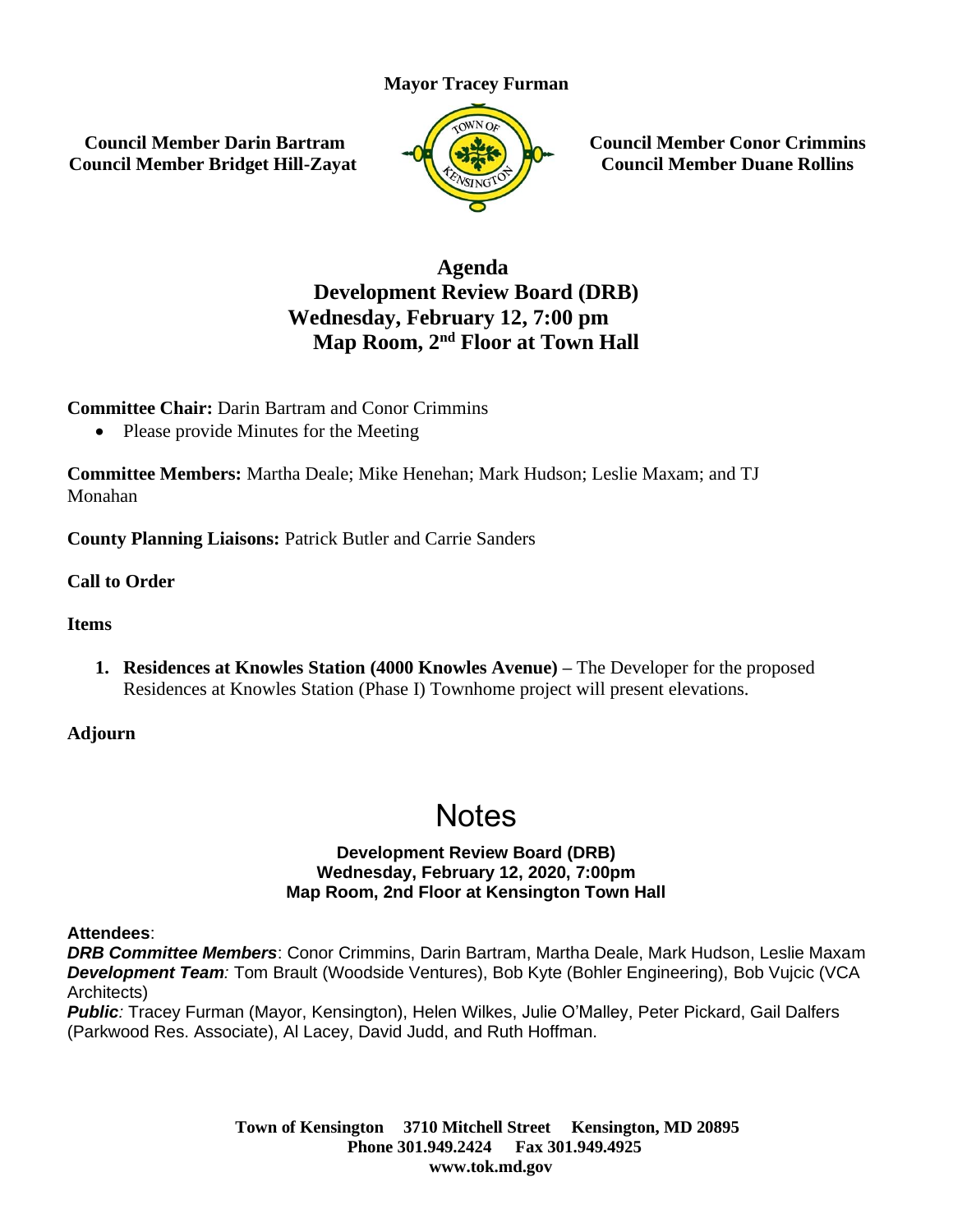**Mayor Tracey Furman**

**Council Member Darin Bartram**
**Council Member Bridget Hill-Zayat**

**Council Member Conor Crimmins**
**Council Member Duane Rollins**

# Agenda
## Development Review Board (DRB)
## Wednesday, February 12, 7:00 pm
## Map Room, 2nd Floor at Town Hall

**Committee Chair:** Darin Bartram and Conor Crimmins

- Please provide Minutes for the Meeting

**Committee Members:** Martha Deale; Mike Henehan; Mark Hudson; Leslie Maxam; and TJ Monahan

**County Planning Liaisons:** Patrick Butler and Carrie Sanders

**Call to Order**

**Items**

1. **Residences at Knowles Station (4000 Knowles Avenue) –** The Developer for the proposed Residences at Knowles Station (Phase I) Townhome project will present elevations.

**Adjourn**

# Notes

**Development Review Board (DRB)**
**Wednesday, February 12, 2020, 7:00pm**
**Map Room, 2nd Floor at Kensington Town Hall**

**Attendees**:
***DRB Committee Members***: Conor Crimmins, Darin Bartram, Martha Deale, Mark Hudson, Leslie Maxam
***Development Team****:* Tom Brault (Woodside Ventures), Bob Kyte (Bohler Engineering), Bob Vujcic (VCA Architects)
***Public****:* Tracey Furman (Mayor, Kensington), Helen Wilkes, Julie O'Malley, Peter Pickard, Gail Dalfers (Parkwood Res. Associate), Al Lacey, David Judd, and Ruth Hoffman.

**Town of Kensington 3710 Mitchell Street Kensington, MD 20895**
**Phone 301.949.2424 Fax 301.949.4925**
**www.tok.md.gov**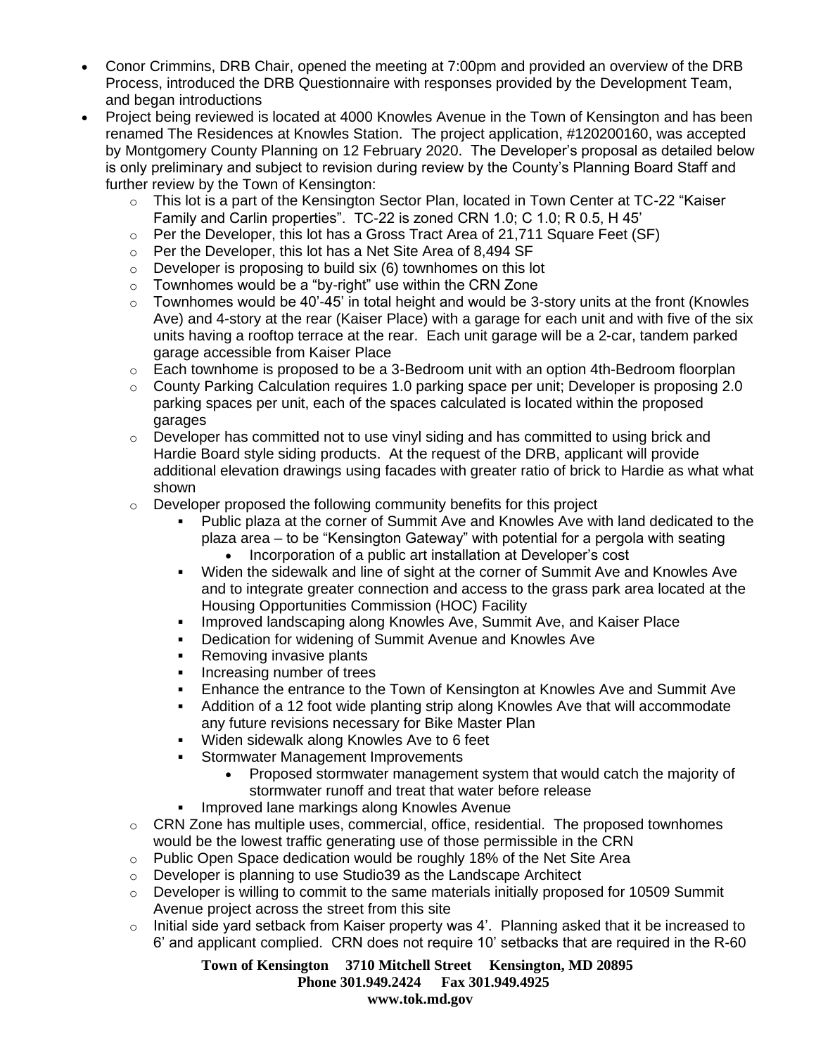- Conor Crimmins, DRB Chair, opened the meeting at 7:00pm and provided an overview of the DRB Process, introduced the DRB Questionnaire with responses provided by the Development Team, and began introductions
- Project being reviewed is located at 4000 Knowles Avenue in the Town of Kensington and has been renamed The Residences at Knowles Station. The project application, #120200160, was accepted by Montgomery County Planning on 12 February 2020. The Developer's proposal as detailed below is only preliminary and subject to revision during review by the County's Planning Board Staff and further review by the Town of Kensington:
  - This lot is a part of the Kensington Sector Plan, located in Town Center at TC-22 "Kaiser Family and Carlin properties". TC-22 is zoned CRN 1.0; C 1.0; R 0.5, H 45'
  - Per the Developer, this lot has a Gross Tract Area of 21,711 Square Feet (SF)
  - Per the Developer, this lot has a Net Site Area of 8,494 SF
  - Developer is proposing to build six (6) townhomes on this lot
  - Townhomes would be a "by-right" use within the CRN Zone
  - Townhomes would be 40'-45' in total height and would be 3-story units at the front (Knowles Ave) and 4-story at the rear (Kaiser Place) with a garage for each unit and with five of the six units having a rooftop terrace at the rear. Each unit garage will be a 2-car, tandem parked garage accessible from Kaiser Place
  - Each townhome is proposed to be a 3-Bedroom unit with an option 4th-Bedroom floorplan
  - County Parking Calculation requires 1.0 parking space per unit; Developer is proposing 2.0 parking spaces per unit, each of the spaces calculated is located within the proposed garages
  - Developer has committed not to use vinyl siding and has committed to using brick and Hardie Board style siding products. At the request of the DRB, applicant will provide additional elevation drawings using facades with greater ratio of brick to Hardie as what what shown
  - Developer proposed the following community benefits for this project
    - Public plaza at the corner of Summit Ave and Knowles Ave with land dedicated to the plaza area – to be "Kensington Gateway" with potential for a pergola with seating
      - Incorporation of a public art installation at Developer's cost
    - Widen the sidewalk and line of sight at the corner of Summit Ave and Knowles Ave and to integrate greater connection and access to the grass park area located at the Housing Opportunities Commission (HOC) Facility
    - Improved landscaping along Knowles Ave, Summit Ave, and Kaiser Place
    - Dedication for widening of Summit Avenue and Knowles Ave
    - Removing invasive plants
    - Increasing number of trees
    - Enhance the entrance to the Town of Kensington at Knowles Ave and Summit Ave
    - Addition of a 12 foot wide planting strip along Knowles Ave that will accommodate any future revisions necessary for Bike Master Plan
    - Widen sidewalk along Knowles Ave to 6 feet
    - Stormwater Management Improvements
      - Proposed stormwater management system that would catch the majority of stormwater runoff and treat that water before release
    - Improved lane markings along Knowles Avenue
  - CRN Zone has multiple uses, commercial, office, residential. The proposed townhomes would be the lowest traffic generating use of those permissible in the CRN
  - Public Open Space dedication would be roughly 18% of the Net Site Area
  - Developer is planning to use Studio39 as the Landscape Architect
  - Developer is willing to commit to the same materials initially proposed for 10509 Summit Avenue project across the street from this site
  - Initial side yard setback from Kaiser property was 4'. Planning asked that it be increased to 6' and applicant complied. CRN does not require 10' setbacks that are required in the R-60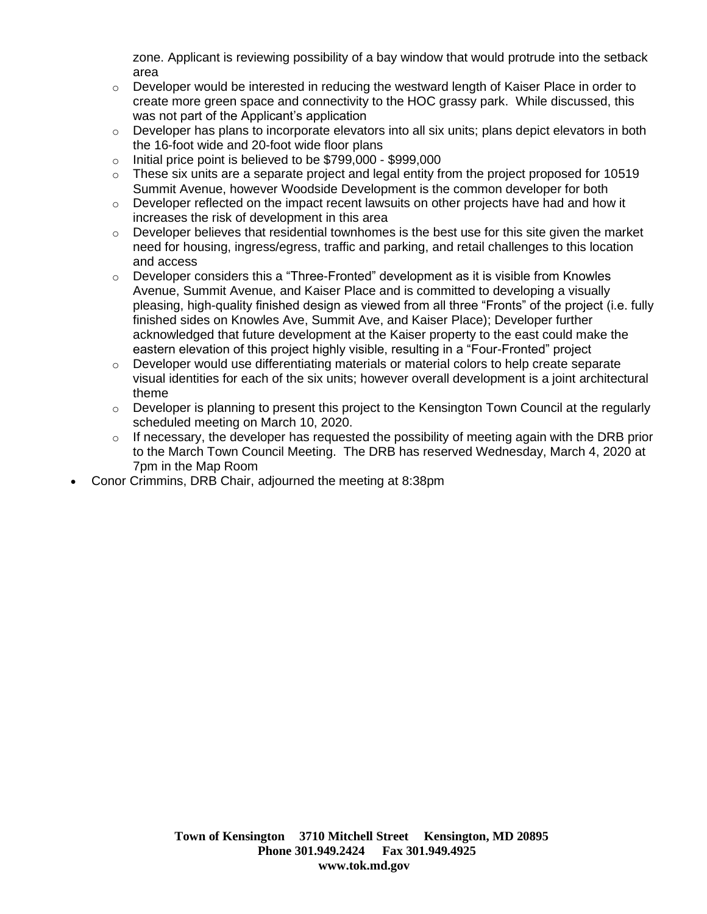zone. Applicant is reviewing possibility of a bay window that would protrude into the setback area
  - Developer would be interested in reducing the westward length of Kaiser Place in order to create more green space and connectivity to the HOC grassy park. While discussed, this was not part of the Applicant's application
  - Developer has plans to incorporate elevators into all six units; plans depict elevators in both the 16-foot wide and 20-foot wide floor plans
  - Initial price point is believed to be $799,000 - $999,000
  - These six units are a separate project and legal entity from the project proposed for 10519 Summit Avenue, however Woodside Development is the common developer for both
  - Developer reflected on the impact recent lawsuits on other projects have had and how it increases the risk of development in this area
  - Developer believes that residential townhomes is the best use for this site given the market need for housing, ingress/egress, traffic and parking, and retail challenges to this location and access
  - Developer considers this a "Three-Fronted" development as it is visible from Knowles Avenue, Summit Avenue, and Kaiser Place and is committed to developing a visually pleasing, high-quality finished design as viewed from all three "Fronts" of the project (i.e. fully finished sides on Knowles Ave, Summit Ave, and Kaiser Place); Developer further acknowledged that future development at the Kaiser property to the east could make the eastern elevation of this project highly visible, resulting in a "Four-Fronted" project
  - Developer would use differentiating materials or material colors to help create separate visual identities for each of the six units; however overall development is a joint architectural theme
  - Developer is planning to present this project to the Kensington Town Council at the regularly scheduled meeting on March 10, 2020.
  - If necessary, the developer has requested the possibility of meeting again with the DRB prior to the March Town Council Meeting. The DRB has reserved Wednesday, March 4, 2020 at 7pm in the Map Room
- Conor Crimmins, DRB Chair, adjourned the meeting at 8:38pm